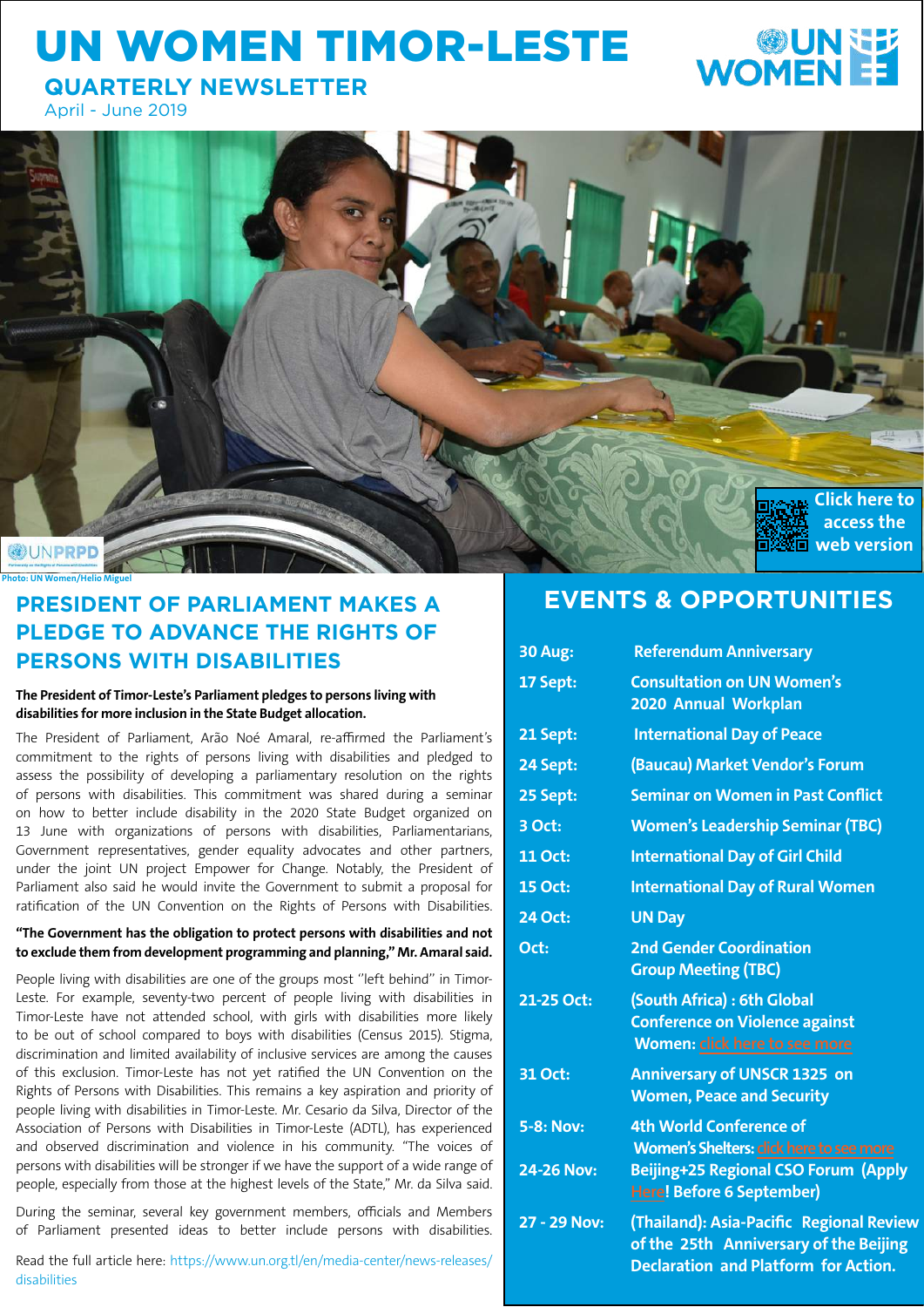# UN WOMEN TIMOR-LESTE

## QUARTERLY NEWSLETTER

April - June 2019

Click here to access the web version

Photo: UN Women/Helio Miguel

## PRESIDENT OF PARLIAMENT MAKES A PLEDGE TO ADVANCE THE RIGHTS OF PERSONS WITH DISABILITIES

**The President of Timor-Leste's Parliament pledges to persons living with disabilities for more inclusion in the State Budget allocation.**

The President of Parliament, Arão Noé Amaral, re-affirmed the Parliament's commitment to the rights of persons living with disabilities and pledged to assess the possibility of developing a parliamentary resolution on the rights of persons with disabilities. This commitment was shared during a seminar on how to better include disability in the 2020 State Budget organized on 13 June with organizations of persons with disabilities, Parliamentarians, Government representatives, gender equality advocates and other partners, under the joint UN project Empower for Change. Notably, the President of Parliament also said he would invite the Government to submit a proposal for ratification of the UN Convention on the Rights of Persons with Disabilities.

**"The Government has the obligation to protect persons with disabilities and not to exclude them from development programming and planning," Mr. Amaral said.**

People living with disabilities are one of the groups most "left behind" in Timor-Leste. For example, seventy-two percent of people living with disabilities in Timor-Leste have not attended school, with girls with disabilities more likely to be out of school compared to boys with disabilities (Census 2015). Stigma, discrimination and limited availability of inclusive services are among the causes of this exclusion. Timor-Leste has not yet ratified the UN Convention on the Rights of Persons with Disabilities. This remains a key aspiration and priority of people living with disabilities in Timor-Leste. Mr. Cesario da Silva, Director of the Association of Persons with Disabilities in Timor-Leste (ADTL), has experienced and observed discrimination and violence in his community. "The voices of persons with disabilities will be stronger if we have the support of a wide range of people, especially from those at the highest levels of the State," Mr. da Silva said.

During the seminar, several key government members, officials and Members of Parliament presented ideas to better include persons with disabilities.

Read the full article here: https://www.un.org.tl/en/media-center/news-releases/disabilities

## EVENTS & OPPORTUNITIES

| Date | Event |
|---|---|
| 30 Aug: | Referendum Anniversary |
| 17 Sept: | Consultation on UN Women's 2020 Annual Workplan |
| 21 Sept: | International Day of Peace |
| 24 Sept: | (Baucau) Market Vendor's Forum |
| 25 Sept: | Seminar on Women in Past Conflict |
| 3 Oct: | Women's Leadership Seminar (TBC) |
| 11 Oct: | International Day of Girl Child |
| 15 Oct: | International Day of Rural Women |
| 24 Oct: | UN Day |
| Oct: | 2nd Gender Coordination Group Meeting (TBC) |
| 21-25 Oct: | (South Africa) : 6th Global Conference on Violence against Women: click here to see more |
| 31 Oct: | Anniversary of UNSCR 1325 on Women, Peace and Security |
| 5-8: Nov: | 4th World Conference of Women's Shelters: click here to see more |
| 24-26 Nov: | Beijing+25 Regional CSO Forum (Apply Here! Before 6 September) |
| 27 - 29 Nov: | (Thailand): Asia-Pacific Regional Review of the 25th Anniversary of the Beijing Declaration and Platform for Action. |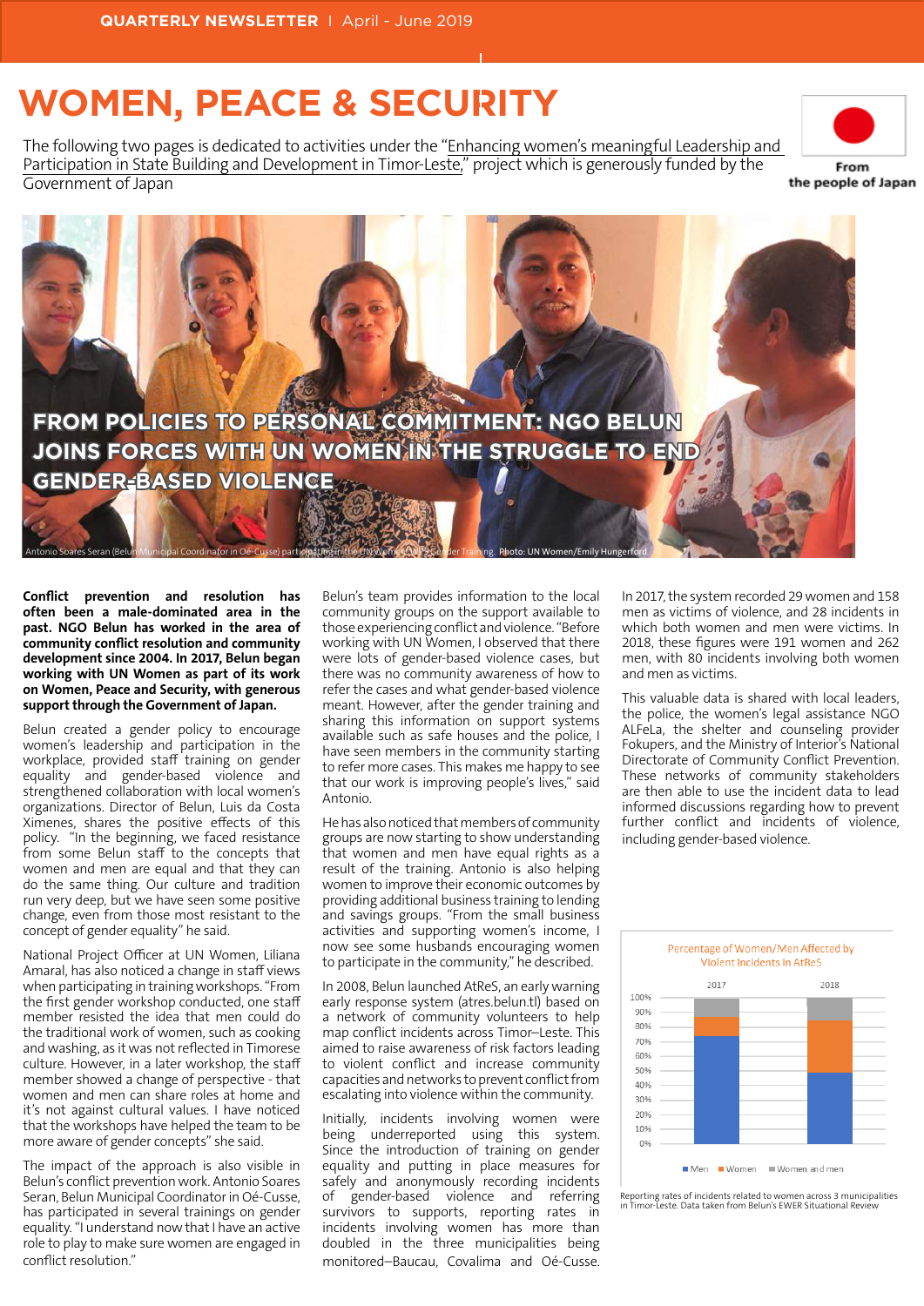# WOMEN, PEACE & SECURITY

The following two pages is dedicated to activities under the "Enhancing women's meaningful Leadership and Participation in State Building and Development in Timor-Leste," project which is generously funded by the Government of Japan

From
the people of Japan

## FROM POLICIES TO PERSONAL COMMITMENT: NGO BELUN JOINS FORCES WITH UN WOMEN IN THE STRUGGLE TO END GENDER-BASED VIOLENCE

Antonio Soares Seran (Belun Municipal Coordinator in Oé-Cusse) participating in the UN Women WPS Gender Training. Photo: UN Women/Emily Hungerford

**Conflict prevention and resolution has often been a male-dominated area in the past. NGO Belun has worked in the area of community conflict resolution and community development since 2004. In 2017, Belun began working with UN Women as part of its work on Women, Peace and Security, with generous support through the Government of Japan.**

Belun created a gender policy to encourage women's leadership and participation in the workplace, provided staff training on gender equality and gender-based violence and strengthened collaboration with local women's organizations. Director of Belun, Luis da Costa Ximenes, shares the positive effects of this policy. "In the beginning, we faced resistance from some Belun staff to the concepts that women and men are equal and that they can do the same thing. Our culture and tradition run very deep, but we have seen some positive change, even from those most resistant to the concept of gender equality" he said.

National Project Officer at UN Women, Liliana Amaral, has also noticed a change in staff views when participating in training workshops. "From the first gender workshop conducted, one staff member resisted the idea that men could do the traditional work of women, such as cooking and washing, as it was not reflected in Timorese culture. However, in a later workshop, the staff member showed a change of perspective - that women and men can share roles at home and it's not against cultural values. I have noticed that the workshops have helped the team to be more aware of gender concepts" she said.

The impact of the approach is also visible in Belun's conflict prevention work. Antonio Soares Seran, Belun Municipal Coordinator in Oé-Cusse, has participated in several trainings on gender equality. "I understand now that I have an active role to play to make sure women are engaged in conflict resolution."

Belun's team provides information to the local community groups on the support available to those experiencing conflict and violence. "Before working with UN Women, I observed that there were lots of gender-based violence cases, but there was no community awareness of how to refer the cases and what gender-based violence meant. However, after the gender training and sharing this information on support systems available such as safe houses and the police, I have seen members in the community starting to refer more cases. This makes me happy to see that our work is improving people's lives," said Antonio.

He has also noticed that members of community groups are now starting to show understanding that women and men have equal rights as a result of the training. Antonio is also helping women to improve their economic outcomes by providing additional business training to lending and savings groups. "From the small business activities and supporting women's income, I now see some husbands encouraging women to participate in the community," he described.

In 2008, Belun launched AtReS, an early warning early response system (atres.belun.tl) based on a network of community volunteers to help map conflict incidents across Timor–Leste. This aimed to raise awareness of risk factors leading to violent conflict and increase community capacities and networks to prevent conflict from escalating into violence within the community.

Initially, incidents involving women were being underreported using this system. Since the introduction of training on gender equality and putting in place measures for safely and anonymously recording incidents of gender-based violence and referring survivors to supports, reporting rates in incidents involving women has more than doubled in the three municipalities being monitored–Baucau, Covalima and Oé-Cusse.

In 2017, the system recorded 29 women and 158 men as victims of violence, and 28 incidents in which both women and men were victims. In 2018, these figures were 191 women and 262 men, with 80 incidents involving both women and men as victims.

This valuable data is shared with local leaders, the police, the women's legal assistance NGO ALFeLa, the shelter and counseling provider Fokupers, and the Ministry of Interior's National Directorate of Community Conflict Prevention. These networks of community stakeholders are then able to use the incident data to lead informed discussions regarding how to prevent further conflict and incidents of violence, including gender-based violence.

Percentage of Women/Men Affected by Violent Incidents in AtReS

(Stacked bar chart, 2017 and 2018; legend: Men, Women, Women and men; axis 0%–100%)

Reporting rates of incidents related to women across 3 municipalities in Timor-Leste. Data taken from Belun's EWER Situational Review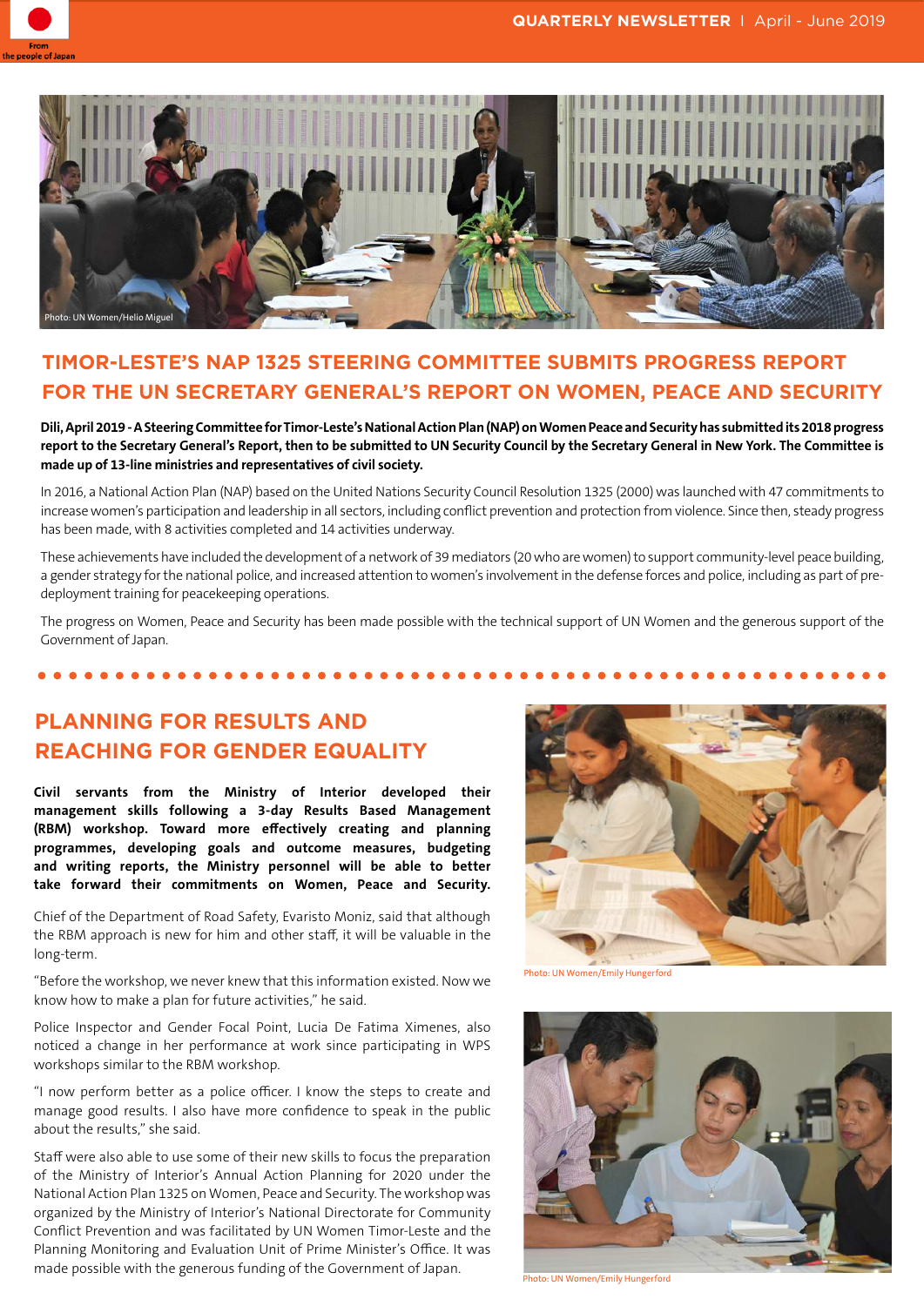Photo: UN Women/Helio Miguel

## TIMOR-LESTE'S NAP 1325 STEERING COMMITTEE SUBMITS PROGRESS REPORT FOR THE UN SECRETARY GENERAL'S REPORT ON WOMEN, PEACE AND SECURITY

**Dili, April 2019 - A Steering Committee for Timor-Leste's National Action Plan (NAP) on Women Peace and Security has submitted its 2018 progress report to the Secretary General's Report, then to be submitted to UN Security Council by the Secretary General in New York. The Committee is made up of 13-line ministries and representatives of civil society.**

In 2016, a National Action Plan (NAP) based on the United Nations Security Council Resolution 1325 (2000) was launched with 47 commitments to increase women's participation and leadership in all sectors, including conflict prevention and protection from violence. Since then, steady progress has been made, with 8 activities completed and 14 activities underway.

These achievements have included the development of a network of 39 mediators (20 who are women) to support community-level peace building, a gender strategy for the national police, and increased attention to women's involvement in the defense forces and police, including as part of pre-deployment training for peacekeeping operations.

The progress on Women, Peace and Security has been made possible with the technical support of UN Women and the generous support of the Government of Japan.

## PLANNING FOR RESULTS AND REACHING FOR GENDER EQUALITY

**Civil servants from the Ministry of Interior developed their management skills following a 3-day Results Based Management (RBM) workshop. Toward more effectively creating and planning programmes, developing goals and outcome measures, budgeting and writing reports, the Ministry personnel will be able to better take forward their commitments on Women, Peace and Security.**

Chief of the Department of Road Safety, Evaristo Moniz, said that although the RBM approach is new for him and other staff, it will be valuable in the long-term.

"Before the workshop, we never knew that this information existed. Now we know how to make a plan for future activities," he said.

Police Inspector and Gender Focal Point, Lucia De Fatima Ximenes, also noticed a change in her performance at work since participating in WPS workshops similar to the RBM workshop.

"I now perform better as a police officer. I know the steps to create and manage good results. I also have more confidence to speak in the public about the results," she said.

Staff were also able to use some of their new skills to focus the preparation of the Ministry of Interior's Annual Action Planning for 2020 under the National Action Plan 1325 on Women, Peace and Security. The workshop was organized by the Ministry of Interior's National Directorate for Community Conflict Prevention and was facilitated by UN Women Timor-Leste and the Planning Monitoring and Evaluation Unit of Prime Minister's Office. It was made possible with the generous funding of the Government of Japan.

Photo: UN Women/Emily Hungerford

Photo: UN Women/Emily Hungerford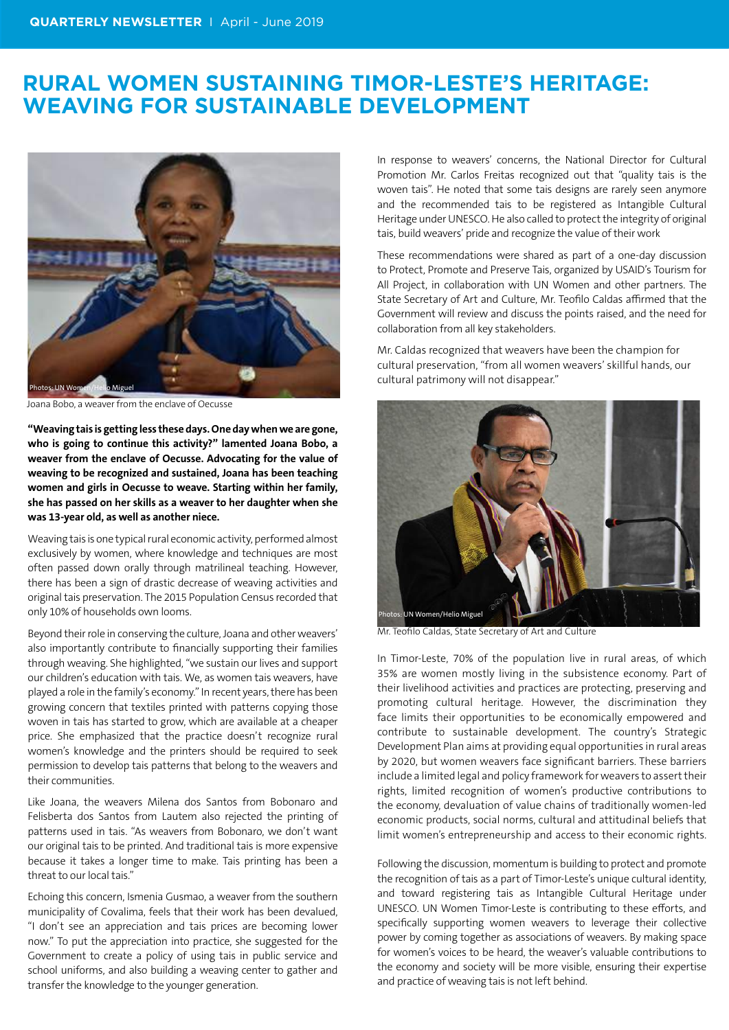# RURAL WOMEN SUSTAINING TIMOR-LESTE'S HERITAGE: WEAVING FOR SUSTAINABLE DEVELOPMENT

Photos: UN Women/Helio Miguel

Joana Bobo, a weaver from the enclave of Oecusse

**"Weaving tais is getting less these days. One day when we are gone, who is going to continue this activity?" lamented Joana Bobo, a weaver from the enclave of Oecusse. Advocating for the value of weaving to be recognized and sustained, Joana has been teaching women and girls in Oecusse to weave. Starting within her family, she has passed on her skills as a weaver to her daughter when she was 13-year old, as well as another niece.**

Weaving tais is one typical rural economic activity, performed almost exclusively by women, where knowledge and techniques are most often passed down orally through matrilineal teaching. However, there has been a sign of drastic decrease of weaving activities and original tais preservation. The 2015 Population Census recorded that only 10% of households own looms.

Beyond their role in conserving the culture, Joana and other weavers' also importantly contribute to financially supporting their families through weaving. She highlighted, "we sustain our lives and support our children's education with tais. We, as women tais weavers, have played a role in the family's economy." In recent years, there has been growing concern that textiles printed with patterns copying those woven in tais has started to grow, which are available at a cheaper price. She emphasized that the practice doesn't recognize rural women's knowledge and the printers should be required to seek permission to develop tais patterns that belong to the weavers and their communities.

Like Joana, the weavers Milena dos Santos from Bobonaro and Felisberta dos Santos from Lautem also rejected the printing of patterns used in tais. "As weavers from Bobonaro, we don't want our original tais to be printed. And traditional tais is more expensive because it takes a longer time to make. Tais printing has been a threat to our local tais."

Echoing this concern, Ismenia Gusmao, a weaver from the southern municipality of Covalima, feels that their work has been devalued, "I don't see an appreciation and tais prices are becoming lower now." To put the appreciation into practice, she suggested for the Government to create a policy of using tais in public service and school uniforms, and also building a weaving center to gather and transfer the knowledge to the younger generation.

In response to weavers' concerns, the National Director for Cultural Promotion Mr. Carlos Freitas recognized out that "quality tais is the woven tais". He noted that some tais designs are rarely seen anymore and the recommended tais to be registered as Intangible Cultural Heritage under UNESCO. He also called to protect the integrity of original tais, build weavers' pride and recognize the value of their work

These recommendations were shared as part of a one-day discussion to Protect, Promote and Preserve Tais, organized by USAID's Tourism for All Project, in collaboration with UN Women and other partners. The State Secretary of Art and Culture, Mr. Teofilo Caldas affirmed that the Government will review and discuss the points raised, and the need for collaboration from all key stakeholders.

Mr. Caldas recognized that weavers have been the champion for cultural preservation, "from all women weavers' skillful hands, our cultural patrimony will not disappear."

Photos: UN Women/Helio Miguel

Mr. Teofilo Caldas, State Secretary of Art and Culture

In Timor-Leste, 70% of the population live in rural areas, of which 35% are women mostly living in the subsistence economy. Part of their livelihood activities and practices are protecting, preserving and promoting cultural heritage. However, the discrimination they face limits their opportunities to be economically empowered and contribute to sustainable development. The country's Strategic Development Plan aims at providing equal opportunities in rural areas by 2020, but women weavers face significant barriers. These barriers include a limited legal and policy framework for weavers to assert their rights, limited recognition of women's productive contributions to the economy, devaluation of value chains of traditionally women-led economic products, social norms, cultural and attitudinal beliefs that limit women's entrepreneurship and access to their economic rights.

Following the discussion, momentum is building to protect and promote the recognition of tais as a part of Timor-Leste's unique cultural identity, and toward registering tais as Intangible Cultural Heritage under UNESCO. UN Women Timor-Leste is contributing to these efforts, and specifically supporting women weavers to leverage their collective power by coming together as associations of weavers. By making space for women's voices to be heard, the weaver's valuable contributions to the economy and society will be more visible, ensuring their expertise and practice of weaving tais is not left behind.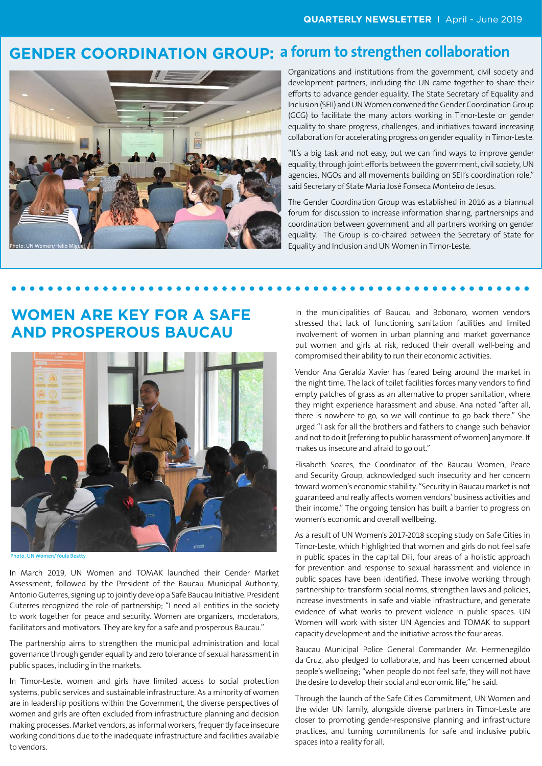## GENDER COORDINATION GROUP: a forum to strengthen collaboration

Photo: UN Women/Helio Miguel

Organizations and institutions from the government, civil society and development partners, including the UN came together to share their efforts to advance gender equality. The State Secretary of Equality and Inclusion (SEII) and UN Women convened the Gender Coordination Group (GCG) to facilitate the many actors working in Timor-Leste on gender equality to share progress, challenges, and initiatives toward increasing collaboration for accelerating progress on gender equality in Timor-Leste.

"It's a big task and not easy, but we can find ways to improve gender equality, through joint efforts between the government, civil society, UN agencies, NGOs and all movements building on SEII's coordination role," said Secretary of State Maria José Fonseca Monteiro de Jesus.

The Gender Coordination Group was established in 2016 as a biannual forum for discussion to increase information sharing, partnerships and coordination between government and all partners working on gender equality. The Group is co-chaired between the Secretary of State for Equality and Inclusion and UN Women in Timor-Leste.

## WOMEN ARE KEY FOR A SAFE AND PROSPEROUS BAUCAU

Photo: UN Women/Youle Beatty

In March 2019, UN Women and TOMAK launched their Gender Market Assessment, followed by the President of the Baucau Municipal Authority, Antonio Guterres, signing up to jointly develop a Safe Baucau Initiative. President Guterres recognized the role of partnership; "I need all entities in the society to work together for peace and security. Women are organizers, moderators, facilitators and motivators. They are key for a safe and prosperous Baucau."

The partnership aims to strengthen the municipal administration and local governance through gender equality and zero tolerance of sexual harassment in public spaces, including in the markets.

In Timor-Leste, women and girls have limited access to social protection systems, public services and sustainable infrastructure. As a minority of women are in leadership positions within the Government, the diverse perspectives of women and girls are often excluded from infrastructure planning and decision making processes. Market vendors, as informal workers, frequently face insecure working conditions due to the inadequate infrastructure and facilities available to vendors.

In the municipalities of Baucau and Bobonaro, women vendors stressed that lack of functioning sanitation facilities and limited involvement of women in urban planning and market governance put women and girls at risk, reduced their overall well-being and compromised their ability to run their economic activities.

Vendor Ana Geralda Xavier has feared being around the market in the night time. The lack of toilet facilities forces many vendors to find empty patches of grass as an alternative to proper sanitation, where they might experience harassment and abuse. Ana noted "after all, there is nowhere to go, so we will continue to go back there." She urged "I ask for all the brothers and fathers to change such behavior and not to do it [referring to public harassment of women] anymore. It makes us insecure and afraid to go out."

Elisabeth Soares, the Coordinator of the Baucau Women, Peace and Security Group, acknowledged such insecurity and her concern toward women's economic stability. "Security in Baucau market is not guaranteed and really affects women vendors' business activities and their income." The ongoing tension has built a barrier to progress on women's economic and overall wellbeing.

As a result of UN Women's 2017-2018 scoping study on Safe Cities in Timor-Leste, which highlighted that women and girls do not feel safe in public spaces in the capital Dili, four areas of a holistic approach for prevention and response to sexual harassment and violence in public spaces have been identified. These involve working through partnership to: transform social norms, strengthen laws and policies, increase investments in safe and viable infrastructure, and generate evidence of what works to prevent violence in public spaces. UN Women will work with sister UN Agencies and TOMAK to support capacity development and the initiative across the four areas.

Baucau Municipal Police General Commander Mr. Hermenegildo da Cruz, also pledged to collaborate, and has been concerned about people's wellbeing; "when people do not feel safe, they will not have the desire to develop their social and economic life," he said.

Through the launch of the Safe Cities Commitment, UN Women and the wider UN family, alongside diverse partners in Timor-Leste are closer to promoting gender-responsive planning and infrastructure practices, and turning commitments for safe and inclusive public spaces into a reality for all.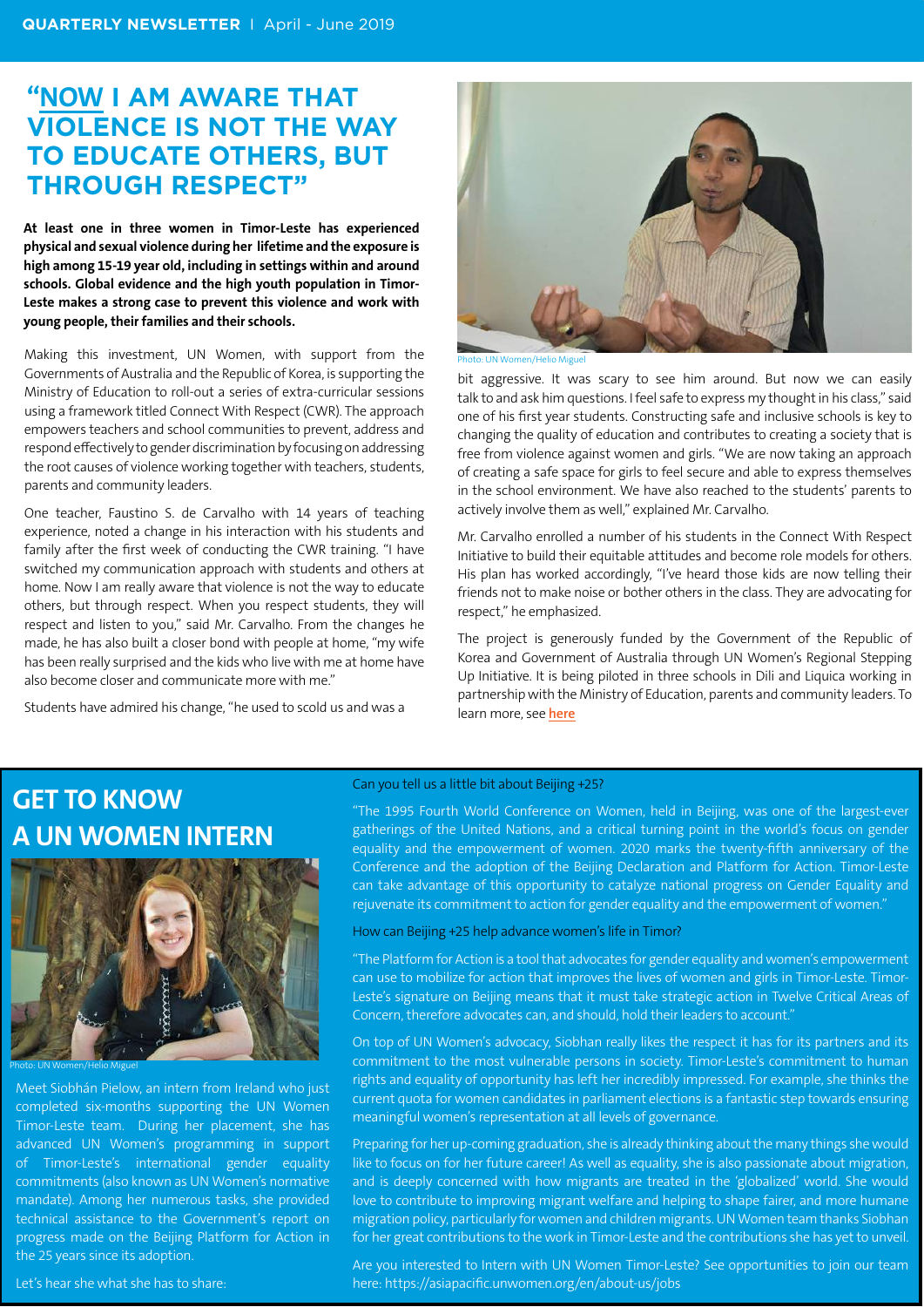# "NOW I AM AWARE THAT VIOLENCE IS NOT THE WAY TO EDUCATE OTHERS, BUT THROUGH RESPECT"

**At least one in three women in Timor-Leste has experienced physical and sexual violence during her lifetime and the exposure is high among 15-19 year old, including in settings within and around schools. Global evidence and the high youth population in Timor-Leste makes a strong case to prevent this violence and work with young people, their families and their schools.**

Making this investment, UN Women, with support from the Governments of Australia and the Republic of Korea, is supporting the Ministry of Education to roll-out a series of extra-curricular sessions using a framework titled Connect With Respect (CWR). The approach empowers teachers and school communities to prevent, address and respond effectively to gender discrimination by focusing on addressing the root causes of violence working together with teachers, students, parents and community leaders.

One teacher, Faustino S. de Carvalho with 14 years of teaching experience, noted a change in his interaction with his students and family after the first week of conducting the CWR training. "I have switched my communication approach with students and others at home. Now I am really aware that violence is not the way to educate others, but through respect. When you respect students, they will respect and listen to you," said Mr. Carvalho. From the changes he made, he has also built a closer bond with people at home, "my wife has been really surprised and the kids who live with me at home have also become closer and communicate more with me."

Students have admired his change, "he used to scold us and was a bit aggressive. It was scary to see him around. But now we can easily talk to and ask him questions. I feel safe to express my thought in his class," said one of his first year students. Constructing safe and inclusive schools is key to changing the quality of education and contributes to creating a society that is free from violence against women and girls. "We are now taking an approach of creating a safe space for girls to feel secure and able to express themselves in the school environment. We have also reached to the students' parents to actively involve them as well," explained Mr. Carvalho.

Photo: UN Women/Helio Miguel

Mr. Carvalho enrolled a number of his students in the Connect With Respect Initiative to build their equitable attitudes and become role models for others. His plan has worked accordingly, "I've heard those kids are now telling their friends not to make noise or bother others in the class. They are advocating for respect," he emphasized.

The project is generously funded by the Government of the Republic of Korea and Government of Australia through UN Women's Regional Stepping Up Initiative. It is being piloted in three schools in Dili and Liquica working in partnership with the Ministry of Education, parents and community leaders. To learn more, see **here**

# GET TO KNOW A UN WOMEN INTERN

Photo: UN Women/Helio Miguel

Meet Siobhán Pielow, an intern from Ireland who just completed six-months supporting the UN Women Timor-Leste team. During her placement, she has advanced UN Women's programming in support of Timor-Leste's international gender equality commitments (also known as UN Women's normative mandate). Among her numerous tasks, she provided technical assistance to the Government's report on progress made on the Beijing Platform for Action in the 25 years since its adoption.

Let's hear she what she has to share:

Can you tell us a little bit about Beijing +25?

"The 1995 Fourth World Conference on Women, held in Beijing, was one of the largest-ever gatherings of the United Nations, and a critical turning point in the world's focus on gender equality and the empowerment of women. 2020 marks the twenty-fifth anniversary of the Conference and the adoption of the Beijing Declaration and Platform for Action. Timor-Leste can take advantage of this opportunity to catalyze national progress on Gender Equality and rejuvenate its commitment to action for gender equality and the empowerment of women."

How can Beijing +25 help advance women's life in Timor?

"The Platform for Action is a tool that advocates for gender equality and women's empowerment can use to mobilize for action that improves the lives of women and girls in Timor-Leste. Timor-Leste's signature on Beijing means that it must take strategic action in Twelve Critical Areas of Concern, therefore advocates can, and should, hold their leaders to account."

On top of UN Women's advocacy, Siobhan really likes the respect it has for its partners and its commitment to the most vulnerable persons in society. Timor-Leste's commitment to human rights and equality of opportunity has left her incredibly impressed. For example, she thinks the current quota for women candidates in parliament elections is a fantastic step towards ensuring meaningful women's representation at all levels of governance.

Preparing for her up-coming graduation, she is already thinking about the many things she would like to focus on for her future career! As well as equality, she is also passionate about migration, and is deeply concerned with how migrants are treated in the 'globalized' world. She would love to contribute to improving migrant welfare and helping to shape fairer, and more humane migration policy, particularly for women and children migrants. UN Women team thanks Siobhan for her great contributions to the work in Timor-Leste and the contributions she has yet to unveil.

Are you interested to Intern with UN Women Timor-Leste? See opportunities to join our team here: https://asiapacific.unwomen.org/en/about-us/jobs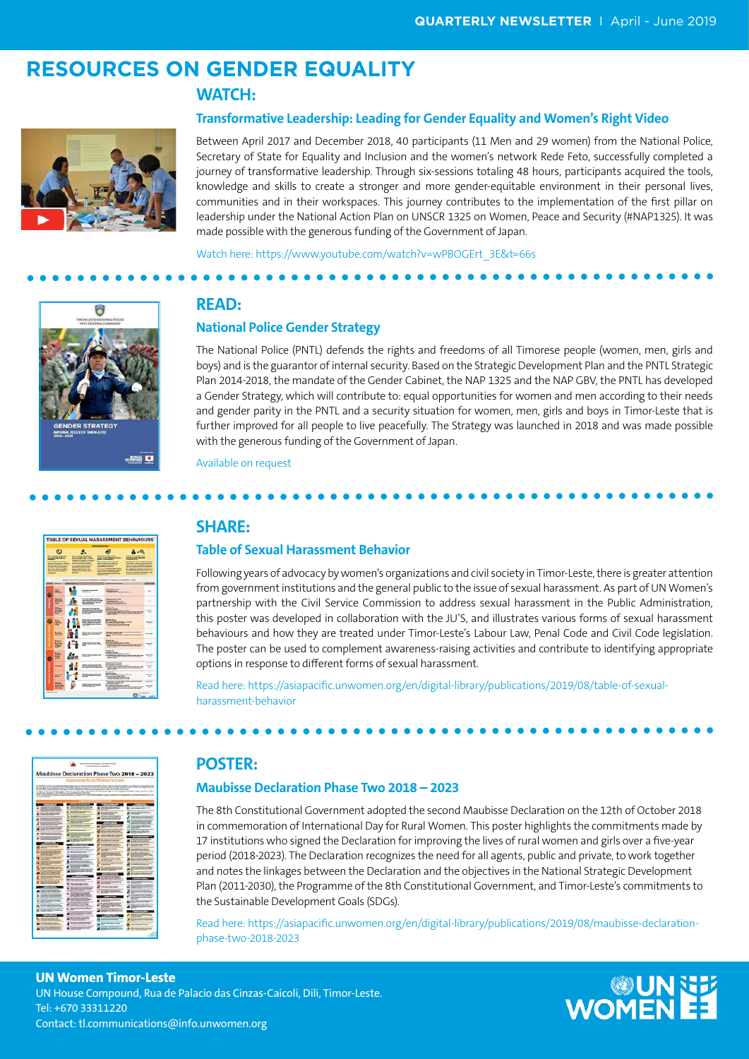# RESOURCES ON GENDER EQUALITY

## WATCH:

### Transformative Leadership: Leading for Gender Equality and Women's Right Video

Between April 2017 and December 2018, 40 participants (11 Men and 29 women) from the National Police, Secretary of State for Equality and Inclusion and the women's network Rede Feto, successfully completed a journey of transformative leadership. Through six-sessions totaling 48 hours, participants acquired the tools, knowledge and skills to create a stronger and more gender-equitable environment in their personal lives, communities and in their workspaces. This journey contributes to the implementation of the first pillar on leadership under the National Action Plan on UNSCR 1325 on Women, Peace and Security (#NAP1325). It was made possible with the generous funding of the Government of Japan.

Watch here: https://www.youtube.com/watch?v=wPBOGErt_3E&t=66s

## READ:

### National Police Gender Strategy

The National Police (PNTL) defends the rights and freedoms of all Timorese people (women, men, girls and boys) and is the guarantor of internal security. Based on the Strategic Development Plan and the PNTL Strategic Plan 2014-2018, the mandate of the Gender Cabinet, the NAP 1325 and the NAP GBV, the PNTL has developed a Gender Strategy, which will contribute to: equal opportunities for women and men according to their needs and gender parity in the PNTL and a security situation for women, men, girls and boys in Timor-Leste that is further improved for all people to live peacefully. The Strategy was launched in 2018 and was made possible with the generous funding of the Government of Japan.

Available on request

## SHARE:

### Table of Sexual Harassment Behavior

Following years of advocacy by women's organizations and civil society in Timor-Leste, there is greater attention from government institutions and the general public to the issue of sexual harassment. As part of UN Women's partnership with the Civil Service Commission to address sexual harassment in the Public Administration, this poster was developed in collaboration with the JU'S, and illustrates various forms of sexual harassment behaviours and how they are treated under Timor-Leste's Labour Law, Penal Code and Civil Code legislation. The poster can be used to complement awareness-raising activities and contribute to identifying appropriate options in response to different forms of sexual harassment.

Read here: https://asiapacific.unwomen.org/en/digital-library/publications/2019/08/table-of-sexual-harassment-behavior

## POSTER:

### Maubisse Declaration Phase Two 2018 – 2023

The 8th Constitutional Government adopted the second Maubisse Declaration on the 12th of October 2018 in commemoration of International Day for Rural Women. This poster highlights the commitments made by 17 institutions who signed the Declaration for improving the lives of rural women and girls over a five-year period (2018-2023). The Declaration recognizes the need for all agents, public and private, to work together and notes the linkages between the Declaration and the objectives in the National Strategic Development Plan (2011-2030), the Programme of the 8th Constitutional Government, and Timor-Leste's commitments to the Sustainable Development Goals (SDGs).

Read here: https://asiapacific.unwomen.org/en/digital-library/publications/2019/08/maubisse-declaration-phase-two-2018-2023

**UN Women Timor-Leste**
UN House Compound, Rua de Palacio das Cinzas-Caicoli, Dili, Timor-Leste.
Tel: +670 33311220
Contact: tl.communications@info.unwomen.org